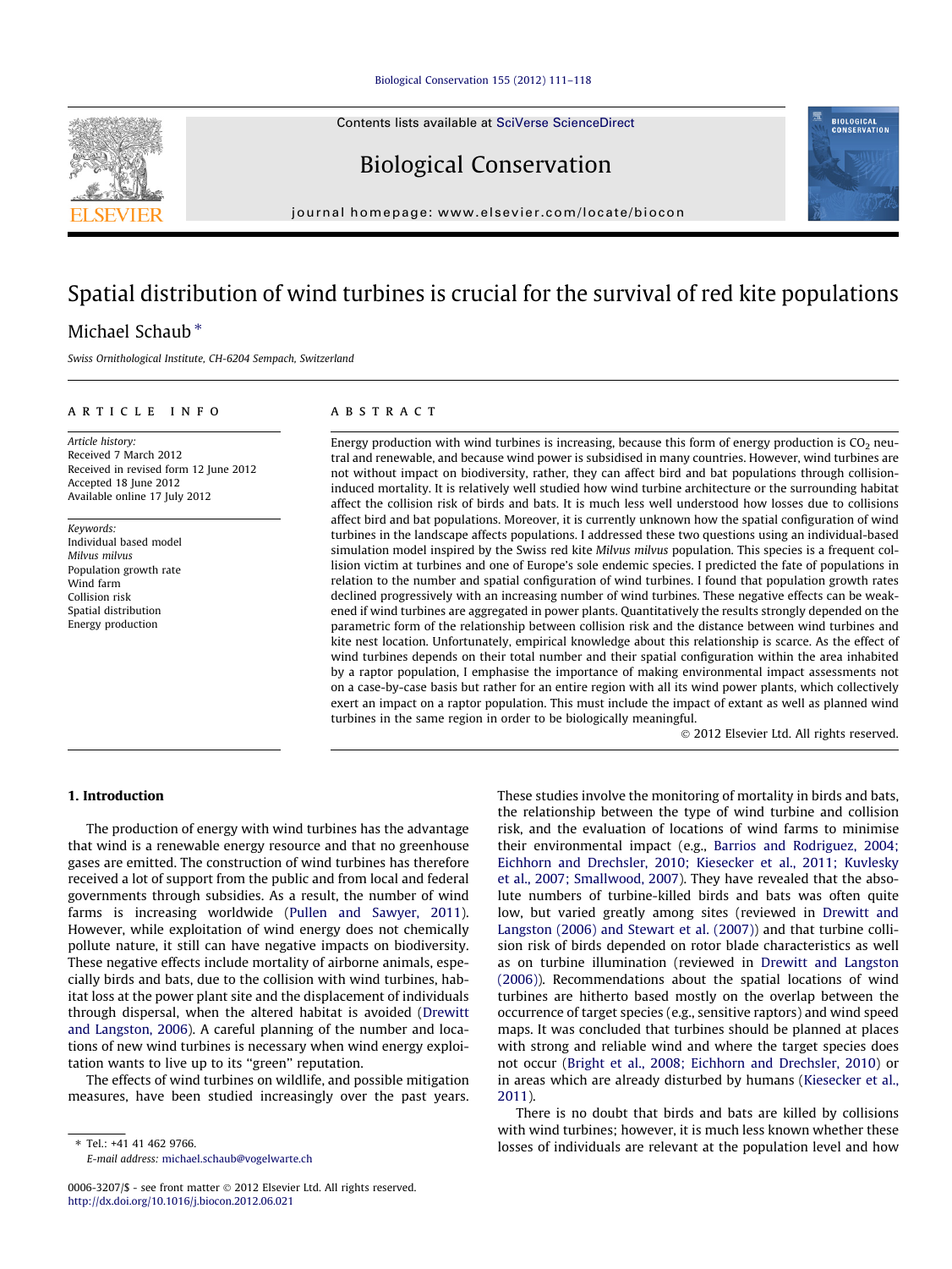# Spatial distribution of wind turbines is crucial for the survival of red kite populations

Michael Schaub *

*Swiss Ornithological Institute, CH-6204 Sempach, Switzerland*

**ARTICLE INFO**

*Article history:*
Received 7 March 2012
Received in revised form 12 June 2012
Accepted 18 June 2012
Available online 17 July 2012

*Keywords:*
Individual based model
*Milvus milvus*
Population growth rate
Wind farm
Collision risk
Spatial distribution
Energy production

**ABSTRACT**

Energy production with wind turbines is increasing, because this form of energy production is $CO_2$ neutral and renewable, and because wind power is subsidised in many countries. However, wind turbines are not without impact on biodiversity, rather, they can affect bird and bat populations through collision-induced mortality. It is relatively well studied how wind turbine architecture or the surrounding habitat affect the collision risk of birds and bats. It is much less well understood how losses due to collisions affect bird and bat populations. Moreover, it is currently unknown how the spatial configuration of wind turbines in the landscape affects populations. I addressed these two questions using an individual-based simulation model inspired by the Swiss red kite *Milvus milvus* population. This species is a frequent collision victim at turbines and one of Europe's sole endemic species. I predicted the fate of populations in relation to the number and spatial configuration of wind turbines. I found that population growth rates declined progressively with an increasing number of wind turbines. These negative effects can be weakened if wind turbines are aggregated in power plants. Quantitatively the results strongly depended on the parametric form of the relationship between collision risk and the distance between wind turbines and kite nest location. Unfortunately, empirical knowledge about this relationship is scarce. As the effect of wind turbines depends on their total number and their spatial configuration within the area inhabited by a raptor population, I emphasise the importance of making environmental impact assessments not on a case-by-case basis but rather for an entire region with all its wind power plants, which collectively exert an impact on a raptor population. This must include the impact of extant as well as planned wind turbines in the same region in order to be biologically meaningful.

© 2012 Elsevier Ltd. All rights reserved.

## 1. Introduction

The production of energy with wind turbines has the advantage that wind is a renewable energy resource and that no greenhouse gases are emitted. The construction of wind turbines has therefore received a lot of support from the public and from local and federal governments through subsidies. As a result, the number of wind farms is increasing worldwide (Pullen and Sawyer, 2011). However, while exploitation of wind energy does not chemically pollute nature, it still can have negative impacts on biodiversity. These negative effects include mortality of airborne animals, especially birds and bats, due to the collision with wind turbines, habitat loss at the power plant site and the displacement of individuals through dispersal, when the altered habitat is avoided (Drewitt and Langston, 2006). A careful planning of the number and locations of new wind turbines is necessary when wind energy exploitation wants to live up to its "green" reputation.

The effects of wind turbines on wildlife, and possible mitigation measures, have been studied increasingly over the past years. These studies involve the monitoring of mortality in birds and bats, the relationship between the type of wind turbine and collision risk, and the evaluation of locations of wind farms to minimise their environmental impact (e.g., Barrios and Rodriguez, 2004; Eichhorn and Drechsler, 2010; Kiesecker et al., 2011; Kuvlesky et al., 2007; Smallwood, 2007). They have revealed that the absolute numbers of turbine-killed birds and bats was often quite low, but varied greatly among sites (reviewed in Drewitt and Langston (2006) and Stewart et al. (2007)) and that turbine collision risk of birds depended on rotor blade characteristics as well as on turbine illumination (reviewed in Drewitt and Langston (2006)). Recommendations about the spatial locations of wind turbines are hitherto based mostly on the overlap between the occurrence of target species (e.g., sensitive raptors) and wind speed maps. It was concluded that turbines should be planned at places with strong and reliable wind and where the target species does not occur (Bright et al., 2008; Eichhorn and Drechsler, 2010) or in areas which are already disturbed by humans (Kiesecker et al., 2011).

There is no doubt that birds and bats are killed by collisions with wind turbines; however, it is much less known whether these losses of individuals are relevant at the population level and how

* Tel.: +41 41 462 9766.
E-mail address: michael.schaub@vogelwarte.ch

0006-3207/$ - see front matter © 2012 Elsevier Ltd. All rights reserved.
http://dx.doi.org/10.1016/j.biocon.2012.06.021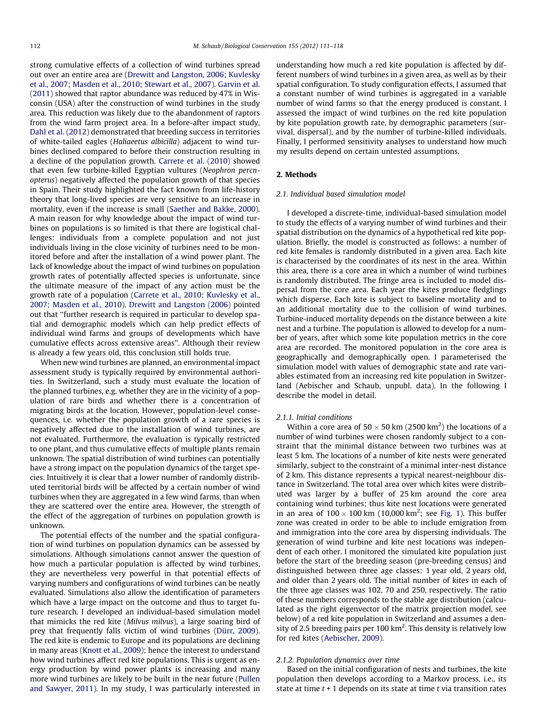strong cumulative effects of a collection of wind turbines spread out over an entire area are (Drewitt and Langston, 2006; Kuvlesky et al., 2007; Masden et al., 2010; Stewart et al., 2007). Garvin et al. (2011) showed that raptor abundance was reduced by 47% in Wisconsin (USA) after the construction of wind turbines in the study area. This reduction was likely due to the abandonment of raptors from the wind farm project area. In a before-after impact study, Dahl et al. (2012) demonstrated that breeding success in territories of white-tailed eagles (*Haliaeetus albicilla*) adjacent to wind turbines declined compared to before their construction resulting in a decline of the population growth. Carrete et al. (2010) showed that even few turbine-killed Egyptian vultures (*Neophron percnopterus*) negatively affected the population growth of that species in Spain. Their study highlighted the fact known from life-history theory that long-lived species are very sensitive to an increase in mortality, even if the increase is small (Saether and Bakke, 2000). A main reason for why knowledge about the impact of wind turbines on populations is so limited is that there are logistical challenges: individuals from a complete population and not just individuals living in the close vicinity of turbines need to be monitored before and after the installation of a wind power plant. The lack of knowledge about the impact of wind turbines on population growth rates of potentially affected species is unfortunate, since the ultimate measure of the impact of any action must be the growth rate of a population (Carrete et al., 2010; Kuvlesky et al., 2007; Masden et al., 2010). Drewitt and Langston (2006) pointed out that "further research is required in particular to develop spatial and demographic models which can help predict effects of individual wind farms and groups of developments which have cumulative effects across extensive areas". Although their review is already a few years old, this conclusion still holds true.

When new wind turbines are planned, an environmental impact assessment study is typically required by environmental authorities. In Switzerland, such a study must evaluate the location of the planned turbines, e.g. whether they are in the vicinity of a population of rare birds and whether there is a concentration of migrating birds at the location. However, population-level consequences, i.e. whether the population growth of a rare species is negatively affected due to the installation of wind turbines, are not evaluated. Furthermore, the evaluation is typically restricted to one plant, and thus cumulative effects of multiple plants remain unknown. The spatial distribution of wind turbines can potentially have a strong impact on the population dynamics of the target species. Intuitively it is clear that a lower number of randomly distributed territorial birds will be affected by a certain number of wind turbines when they are aggregated in a few wind farms, than when they are scattered over the entire area. However, the strength of the effect of the aggregation of turbines on population growth is unknown.

The potential effects of the number and the spatial configuration of wind turbines on population dynamics can be assessed by simulations. Although simulations cannot answer the question of how much a particular population is affected by wind turbines, they are nevertheless very powerful in that potential effects of varying numbers and configurations of wind turbines can be neatly evaluated. Simulations also allow the identification of parameters which have a large impact on the outcome and thus to target future research. I developed an individual-based simulation model that mimicks the red kite (*Milvus milvus*), a large soaring bird of prey that frequently falls victim of wind turbines (Dürr, 2009). The red kite is endemic to Europe and its populations are declining in many areas (Knott et al., 2009); hence the interest to understand how wind turbines affect red kite populations. This is urgent as energy production by wind power plants is increasing and many more wind turbines are likely to be built in the near future (Pullen and Sawyer, 2011). In my study, I was particularly interested in understanding how much a red kite population is affected by different numbers of wind turbines in a given area, as well as by their spatial configuration. To study configuration effects, I assumed that a constant number of wind turbines is aggregated in a variable number of wind farms so that the energy produced is constant. I assessed the impact of wind turbines on the red kite population by kite population growth rate, by demographic parameters (survival, dispersal), and by the number of turbine-killed individuals. Finally, I performed sensitivity analyses to understand how much my results depend on certain untested assumptions.

## 2. Methods

### 2.1. Individual based simulation model

I developed a discrete-time, individual-based simulation model to study the effects of a varying number of wind turbines and their spatial distribution on the dynamics of a hypothetical red kite population. Briefly, the model is constructed as follows: a number of red kite females is randomly distributed in a given area. Each kite is characterised by the coordinates of its nest in the area. Within this area, there is a core area in which a number of wind turbines is randomly distributed. The fringe area is included to model dispersal from the core area. Each year the kites produce fledglings which disperse. Each kite is subject to baseline mortality and to an additional mortality due to the collision of wind turbines. Turbine-induced mortality depends on the distance between a kite nest and a turbine. The population is allowed to develop for a number of years, after which some kite population metrics in the core area are recorded. The monitored population in the core area is geographically and demographically open. I parameterised the simulation model with values of demographic state and rate variables estimated from an increasing red kite population in Switzerland (Aebischer and Schaub, unpubl. data). In the following I describe the model in detail.

#### 2.1.1. Initial conditions

Within a core area of $50 \times 50$ km ($2500$ km$^2$) the locations of a number of wind turbines were chosen randomly subject to a constraint that the minimal distance between two turbines was at least 5 km. The locations of a number of kite nests were generated similarly, subject to the constraint of a minimal inter-nest distance of 2 km. This distance represents a typical nearest-neighbour distance in Switzerland. The total area over which kites were distributed was larger by a buffer of 25 km around the core area containing wind turbines; thus kite nest locations were generated in an area of $100 \times 100$ km ($10{,}000$ km$^2$; see Fig. 1). This buffer zone was created in order to be able to include emigration from and immigration into the core area by dispersing individuals. The generation of wind turbine and kite nest locations was independent of each other. I monitored the simulated kite population just before the start of the breeding season (pre-breeding census) and distinguished between three age classes: 1 year old, 2 years old, and older than 2 years old. The initial number of kites in each of the three age classes was 102, 70 and 250, respectively. The ratio of these numbers corresponds to the stable age distribution (calculated as the right eigenvector of the matrix projection model, see below) of a red kite population in Switzerland and assumes a density of 2.5 breeding pairs per 100 km$^2$. This density is relatively low for red kites (Aebischer, 2009).

#### 2.1.2. Population dynamics over time

Based on the initial configuration of nests and turbines, the kite population then develops according to a Markov process, i.e., its state at time $t + 1$ depends on its state at time $t$ via transition rates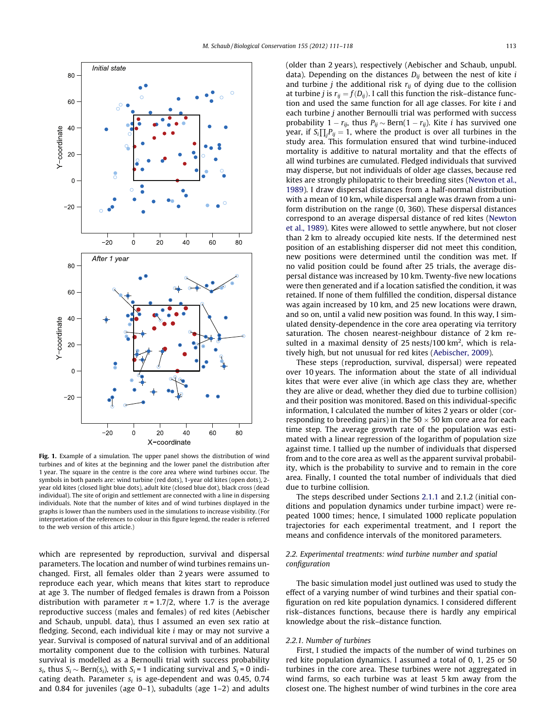Fig. 1. Example of a simulation. The upper panel shows the distribution of wind turbines and of kites at the beginning and the lower panel the distribution after 1 year. The square in the centre is the core area where wind turbines occur. The symbols in both panels are: wind turbine (red dots), 1-year old kites (open dots), 2-year old kites (closed light blue dots), adult kite (closed blue dot), black cross (dead individual). The site of origin and settlement are connected with a line in dispersing individuals. Note that the number of kites and of wind turbines displayed in the graphs is lower than the numbers used in the simulations to increase visibility. (For interpretation of the references to colour in this figure legend, the reader is referred to the web version of this article.)

which are represented by reproduction, survival and dispersal parameters. The location and number of wind turbines remains unchanged. First, all females older than 2 years were assumed to reproduce each year, which means that kites start to reproduce at age 3. The number of fledged females is drawn from a Poisson distribution with parameter $\pi = 1.7/2$, where 1.7 is the average reproductive success (males and females) of red kites (Aebischer and Schaub, unpubl. data), thus I assumed an even sex ratio at fledging. Second, each individual kite $i$ may or may not survive a year. Survival is composed of natural survival and of an additional mortality component due to the collision with turbines. Natural survival is modelled as a Bernoulli trial with success probability $s_i$, thus $S_i \sim \text{Bern}(s_i)$, with $S_i = 1$ indicating survival and $S_i = 0$ indicating death. Parameter $s_i$ is age-dependent and was 0.45, 0.74 and 0.84 for juveniles (age 0–1), subadults (age 1–2) and adults (older than 2 years), respectively (Aebischer and Schaub, unpubl. data). Depending on the distances $D_{ij}$ between the nest of kite $i$ and turbine $j$ the additional risk $r_{ij}$ of dying due to the collision at turbine $j$ is $r_{ij} = f(D_{ij})$. I call this function the risk–distance function and used the same function for all age classes. For kite $i$ and each turbine $j$ another Bernoulli trial was performed with success probability $1 - r_{ij}$, thus $P_{ij} \sim \text{Bern}(1 - r_{ij})$. Kite $i$ has survived one year, if $S_i \prod_j P_{ij} = 1$, where the product is over all turbines in the study area. This formulation ensured that wind turbine-induced mortality is additive to natural mortality and that the effects of all wind turbines are cumulated. Fledged individuals that survived may disperse, but not individuals of older age classes, because red kites are strongly philopatric to their breeding sites (Newton et al., 1989). I draw dispersal distances from a half-normal distribution with a mean of 10 km, while dispersal angle was drawn from a uniform distribution on the range (0, 360). These dispersal distances correspond to an average dispersal distance of red kites (Newton et al., 1989). Kites were allowed to settle anywhere, but not closer than 2 km to already occupied kite nests. If the determined nest position of an establishing disperser did not meet this condition, new positions were determined until the condition was met. If no valid position could be found after 25 trials, the average dispersal distance was increased by 10 km. Twenty-five new locations were then generated and if a location satisfied the condition, it was retained. If none of them fulfilled the condition, dispersal distance was again increased by 10 km, and 25 new locations were drawn, and so on, until a valid new position was found. In this way, I simulated density-dependence in the core area operating via territory saturation. The chosen nearest-neighbour distance of 2 km resulted in a maximal density of 25 nests/100 km$^2$, which is relatively high, but not unusual for red kites (Aebischer, 2009).

These steps (reproduction, survival, dispersal) were repeated over 10 years. The information about the state of all individual kites that were ever alive (in which age class they are, whether they are alive or dead, whether they died due to turbine collision) and their position was monitored. Based on this individual-specific information, I calculated the number of kites 2 years or older (corresponding to breeding pairs) in the 50 × 50 km core area for each time step. The average growth rate of the population was estimated with a linear regression of the logarithm of population size against time. I tallied up the number of individuals that dispersed from and to the core area as well as the apparent survival probability, which is the probability to survive and to remain in the core area. Finally, I counted the total number of individuals that died due to turbine collision.

The steps described under Sections 2.1.1 and 2.1.2 (initial conditions and population dynamics under turbine impact) were repeated 1000 times; hence, I simulated 1000 replicate population trajectories for each experimental treatment, and I report the means and confidence intervals of the monitored parameters.

### 2.2. Experimental treatments: wind turbine number and spatial configuration

The basic simulation model just outlined was used to study the effect of a varying number of wind turbines and their spatial configuration on red kite population dynamics. I considered different risk–distances functions, because there is hardly any empirical knowledge about the risk–distance function.

#### 2.2.1. Number of turbines

First, I studied the impacts of the number of wind turbines on red kite population dynamics. I assumed a total of 0, 1, 25 or 50 turbines in the core area. These turbines were not aggregated in wind farms, so each turbine was at least 5 km away from the closest one. The highest number of wind turbines in the core area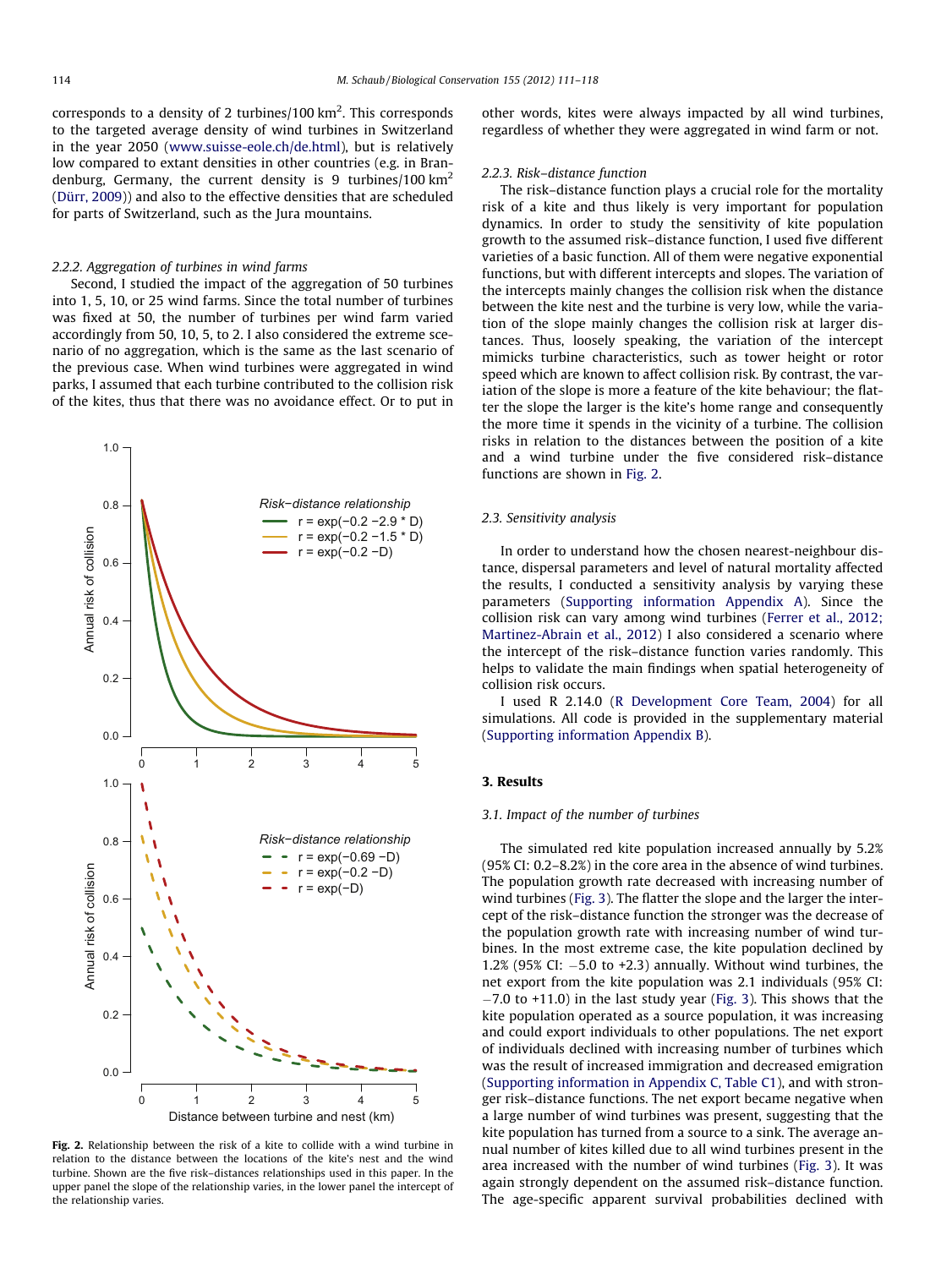corresponds to a density of 2 turbines/100 km$^2$. This corresponds to the targeted average density of wind turbines in Switzerland in the year 2050 (www.suisse-eole.ch/de.html), but is relatively low compared to extant densities in other countries (e.g. in Brandenburg, Germany, the current density is 9 turbines/100 km$^2$ (Dürr, 2009)) and also to the effective densities that are scheduled for parts of Switzerland, such as the Jura mountains.

#### 2.2.2. Aggregation of turbines in wind farms

Second, I studied the impact of the aggregation of 50 turbines into 1, 5, 10, or 25 wind farms. Since the total number of turbines was fixed at 50, the number of turbines per wind farm varied accordingly from 50, 10, 5, to 2. I also considered the extreme scenario of no aggregation, which is the same as the last scenario of the previous case. When wind turbines were aggregated in wind parks, I assumed that each turbine contributed to the collision risk of the kites, thus that there was no avoidance effect. Or to put in other words, kites were always impacted by all wind turbines, regardless of whether they were aggregated in wind farm or not.

#### 2.2.3. Risk–distance function

The risk–distance function plays a crucial role for the mortality risk of a kite and thus likely is very important for population dynamics. In order to study the sensitivity of kite population growth to the assumed risk–distance function, I used five different varieties of a basic function. All of them were negative exponential functions, but with different intercepts and slopes. The variation of the intercepts mainly changes the collision risk when the distance between the kite nest and the turbine is very low, while the variation of the slope mainly changes the collision risk at larger distances. Thus, loosely speaking, the variation of the intercept mimicks turbine characteristics, such as tower height or rotor speed which are known to affect collision risk. By contrast, the variation of the slope is more a feature of the kite behaviour; the flatter the slope the larger is the kite's home range and consequently the more time it spends in the vicinity of a turbine. The collision risks in relation to the distances between the position of a kite and a wind turbine under the five considered risk–distance functions are shown in Fig. 2.

Risk−distance relationship
r = exp(−0.2 −2.9 * D)
r = exp(−0.2 −1.5 * D)
r = exp(−0.2 −D)

Risk−distance relationship
r = exp(−0.69 −D)
r = exp(−0.2 −D)
r = exp(−D)

Annual risk of collision
Distance between turbine and nest (km)

**Fig. 2.** Relationship between the risk of a kite to collide with a wind turbine in relation to the distance between the locations of the kite's nest and the wind turbine. Shown are the five risk–distances relationships used in this paper. In the upper panel the slope of the relationship varies, in the lower panel the intercept of the relationship varies.

### 2.3. Sensitivity analysis

In order to understand how the chosen nearest-neighbour distance, dispersal parameters and level of natural mortality affected the results, I conducted a sensitivity analysis by varying these parameters (Supporting information Appendix A). Since the collision risk can vary among wind turbines (Ferrer et al., 2012; Martinez-Abrain et al., 2012) I also considered a scenario where the intercept of the risk–distance function varies randomly. This helps to validate the main findings when spatial heterogeneity of collision risk occurs.

I used R 2.14.0 (R Development Core Team, 2004) for all simulations. All code is provided in the supplementary material (Supporting information Appendix B).

## 3. Results

### 3.1. Impact of the number of turbines

The simulated red kite population increased annually by 5.2% (95% CI: 0.2–8.2%) in the core area in the absence of wind turbines. The population growth rate decreased with increasing number of wind turbines (Fig. 3). The flatter the slope and the larger the intercept of the risk–distance function the stronger was the decrease of the population growth rate with increasing number of wind turbines. In the most extreme case, the kite population declined by 1.2% (95% CI: −5.0 to +2.3) annually. Without wind turbines, the net export from the kite population was 2.1 individuals (95% CI: −7.0 to +11.0) in the last study year (Fig. 3). This shows that the kite population operated as a source population, it was increasing and could export individuals to other populations. The net export of individuals declined with increasing number of turbines which was the result of increased immigration and decreased emigration (Supporting information in Appendix C, Table C1), and with stronger risk–distance functions. The net export became negative when a large number of wind turbines was present, suggesting that the kite population has turned from a source to a sink. The average annual number of kites killed due to all wind turbines present in the area increased with the number of wind turbines (Fig. 3). It was again strongly dependent on the assumed risk–distance function. The age-specific apparent survival probabilities declined with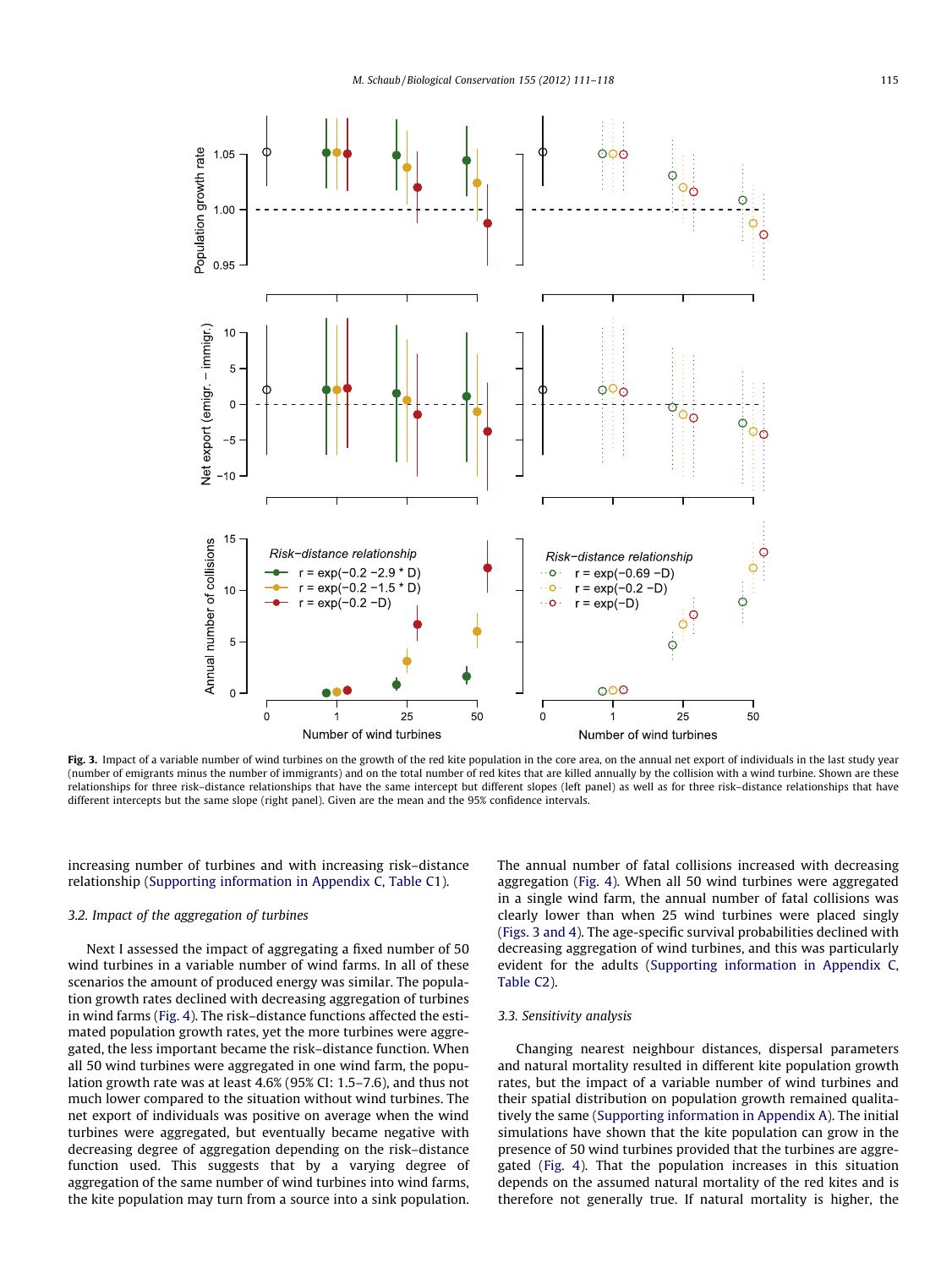Fig. 3. Impact of a variable number of wind turbines on the growth of the red kite population in the core area, on the annual net export of individuals in the last study year (number of emigrants minus the number of immigrants) and on the total number of red kites that are killed annually by the collision with a wind turbine. Shown are these relationships for three risk–distance relationships that have the same intercept but different slopes (left panel) as well as for three risk–distance relationships that have different intercepts but the same slope (right panel). Given are the mean and the 95% confidence intervals.

increasing number of turbines and with increasing risk–distance relationship (Supporting information in Appendix C, Table C1).

### 3.2. Impact of the aggregation of turbines

Next I assessed the impact of aggregating a fixed number of 50 wind turbines in a variable number of wind farms. In all of these scenarios the amount of produced energy was similar. The population growth rates declined with decreasing aggregation of turbines in wind farms (Fig. 4). The risk–distance functions affected the estimated population growth rates, yet the more turbines were aggregated, the less important became the risk–distance function. When all 50 wind turbines were aggregated in one wind farm, the population growth rate was at least 4.6% (95% CI: 1.5–7.6), and thus not much lower compared to the situation without wind turbines. The net export of individuals was positive on average when the wind turbines were aggregated, but eventually became negative with decreasing degree of aggregation depending on the risk–distance function used. This suggests that by a varying degree of aggregation of the same number of wind turbines into wind farms, the kite population may turn from a source into a sink population. The annual number of fatal collisions increased with decreasing aggregation (Fig. 4). When all 50 wind turbines were aggregated in a single wind farm, the annual number of fatal collisions was clearly lower than when 25 wind turbines were placed singly (Figs. 3 and 4). The age-specific survival probabilities declined with decreasing aggregation of wind turbines, and this was particularly evident for the adults (Supporting information in Appendix C, Table C2).

### 3.3. Sensitivity analysis

Changing nearest neighbour distances, dispersal parameters and natural mortality resulted in different kite population growth rates, but the impact of a variable number of wind turbines and their spatial distribution on population growth remained qualitatively the same (Supporting information in Appendix A). The initial simulations have shown that the kite population can grow in the presence of 50 wind turbines provided that the turbines are aggregated (Fig. 4). That the population increases in this situation depends on the assumed natural mortality of the red kites and is therefore not generally true. If natural mortality is higher, the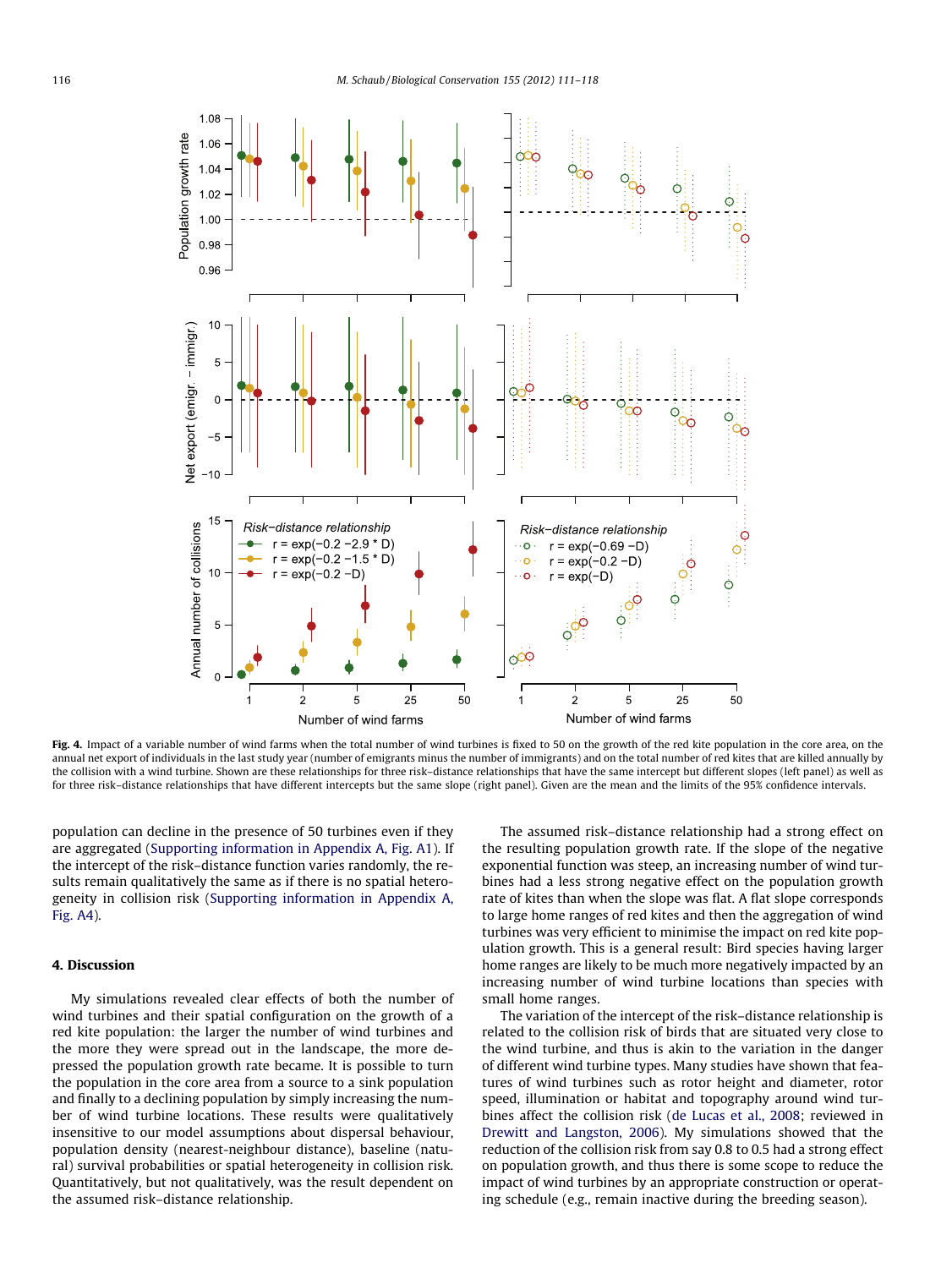Fig. 4. Impact of a variable number of wind farms when the total number of wind turbines is fixed to 50 on the growth of the red kite population in the core area, on the annual net export of individuals in the last study year (number of emigrants minus the number of immigrants) and on the total number of red kites that are killed annually by the collision with a wind turbine. Shown are these relationships for three risk–distance relationships that have the same intercept but different slopes (left panel) as well as for three risk–distance relationships that have different intercepts but the same slope (right panel). Given are the mean and the limits of the 95% confidence intervals.

population can decline in the presence of 50 turbines even if they are aggregated (Supporting information in Appendix A, Fig. A1). If the intercept of the risk–distance function varies randomly, the results remain qualitatively the same as if there is no spatial heterogeneity in collision risk (Supporting information in Appendix A, Fig. A4).

## 4. Discussion

My simulations revealed clear effects of both the number of wind turbines and their spatial configuration on the growth of a red kite population: the larger the number of wind turbines and the more they were spread out in the landscape, the more depressed the population growth rate became. It is possible to turn the population in the core area from a source to a sink population and finally to a declining population by simply increasing the number of wind turbine locations. These results were qualitatively insensitive to our model assumptions about dispersal behaviour, population density (nearest-neighbour distance), baseline (natural) survival probabilities or spatial heterogeneity in collision risk. Quantitatively, but not qualitatively, was the result dependent on the assumed risk–distance relationship.

The assumed risk–distance relationship had a strong effect on the resulting population growth rate. If the slope of the negative exponential function was steep, an increasing number of wind turbines had a less strong negative effect on the population growth rate of kites than when the slope was flat. A flat slope corresponds to large home ranges of red kites and then the aggregation of wind turbines was very efficient to minimise the impact on red kite population growth. This is a general result: Bird species having larger home ranges are likely to be much more negatively impacted by an increasing number of wind turbine locations than species with small home ranges.

The variation of the intercept of the risk–distance relationship is related to the collision risk of birds that are situated very close to the wind turbine, and thus is akin to the variation in the danger of different wind turbine types. Many studies have shown that features of wind turbines such as rotor height and diameter, rotor speed, illumination or habitat and topography around wind turbines affect the collision risk (de Lucas et al., 2008; reviewed in Drewitt and Langston, 2006). My simulations showed that the reduction of the collision risk from say 0.8 to 0.5 had a strong effect on population growth, and thus there is some scope to reduce the impact of wind turbines by an appropriate construction or operating schedule (e.g., remain inactive during the breeding season).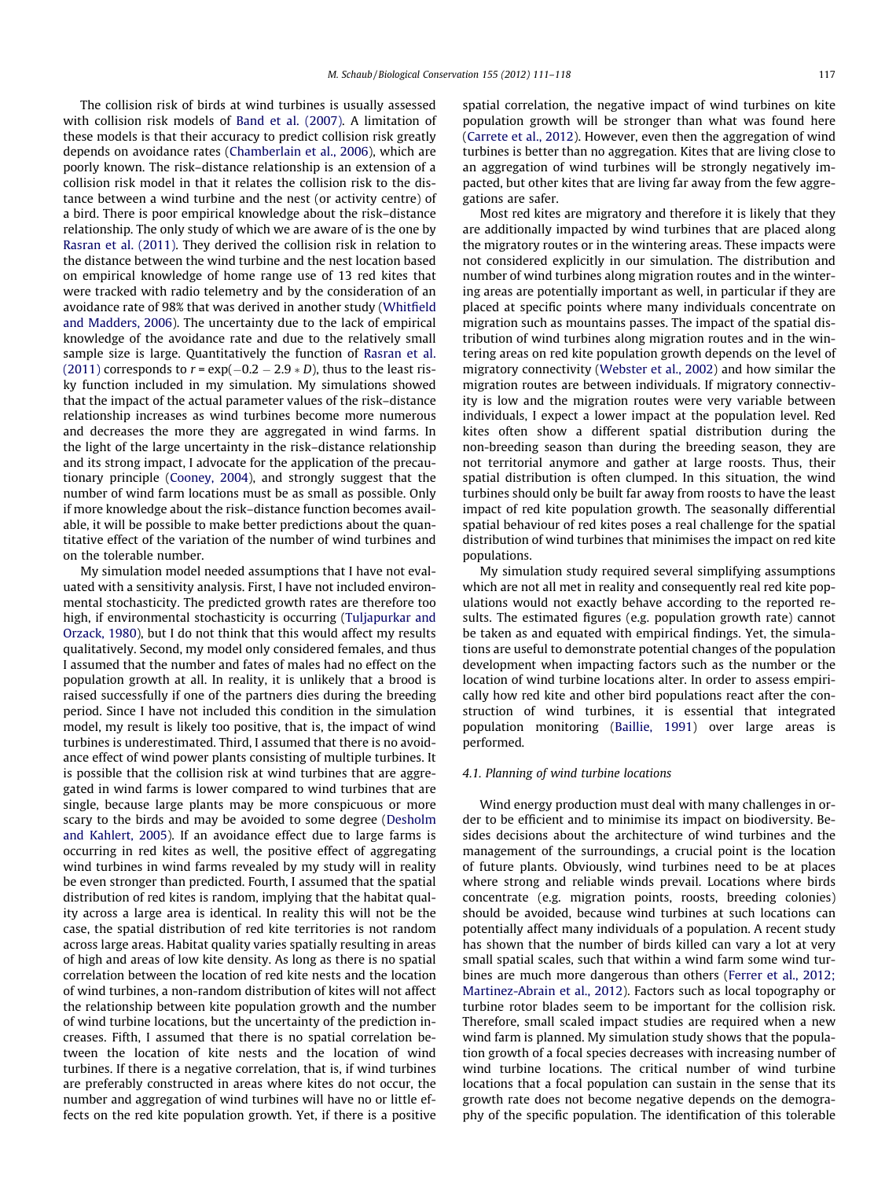The collision risk of birds at wind turbines is usually assessed with collision risk models of Band et al. (2007). A limitation of these models is that their accuracy to predict collision risk greatly depends on avoidance rates (Chamberlain et al., 2006), which are poorly known. The risk–distance relationship is an extension of a collision risk model in that it relates the collision risk to the distance between a wind turbine and the nest (or activity centre) of a bird. There is poor empirical knowledge about the risk–distance relationship. The only study of which we are aware of is the one by Rasran et al. (2011). They derived the collision risk in relation to the distance between the wind turbine and the nest location based on empirical knowledge of home range use of 13 red kites that were tracked with radio telemetry and by the consideration of an avoidance rate of 98% that was derived in another study (Whitfield and Madders, 2006). The uncertainty due to the lack of empirical knowledge of the avoidance rate and due to the relatively small sample size is large. Quantitatively the function of Rasran et al. (2011) corresponds to $r = \exp(-0.2 - 2.9 * D)$, thus to the least risky function included in my simulation. My simulations showed that the impact of the actual parameter values of the risk–distance relationship increases as wind turbines become more numerous and decreases the more they are aggregated in wind farms. In the light of the large uncertainty in the risk–distance relationship and its strong impact, I advocate for the application of the precautionary principle (Cooney, 2004), and strongly suggest that the number of wind farm locations must be as small as possible. Only if more knowledge about the risk–distance function becomes available, it will be possible to make better predictions about the quantitative effect of the variation of the number of wind turbines and on the tolerable number.

My simulation model needed assumptions that I have not evaluated with a sensitivity analysis. First, I have not included environmental stochasticity. The predicted growth rates are therefore too high, if environmental stochasticity is occurring (Tuljapurkar and Orzack, 1980), but I do not think that this would affect my results qualitatively. Second, my model only considered females, and thus I assumed that the number and fates of males had no effect on the population growth at all. In reality, it is unlikely that a brood is raised successfully if one of the partners dies during the breeding period. Since I have not included this condition in the simulation model, my result is likely too positive, that is, the impact of wind turbines is underestimated. Third, I assumed that there is no avoidance effect of wind power plants consisting of multiple turbines. It is possible that the collision risk at wind turbines that are aggregated in wind farms is lower compared to wind turbines that are single, because large plants may be more conspicuous or more scary to the birds and may be avoided to some degree (Desholm and Kahlert, 2005). If an avoidance effect due to large farms is occurring in red kites as well, the positive effect of aggregating wind turbines in wind farms revealed by my study will in reality be even stronger than predicted. Fourth, I assumed that the spatial distribution of red kites is random, implying that the habitat quality across a large area is identical. In reality this will not be the case, the spatial distribution of red kite territories is not random across large areas. Habitat quality varies spatially resulting in areas of high and areas of low kite density. As long as there is no spatial correlation between the location of red kite nests and the location of wind turbines, a non-random distribution of kites will not affect the relationship between kite population growth and the number of wind turbine locations, but the uncertainty of the prediction increases. Fifth, I assumed that there is no spatial correlation between the location of kite nests and the location of wind turbines. If there is a negative correlation, that is, if wind turbines are preferably constructed in areas where kites do not occur, the number and aggregation of wind turbines will have no or little effects on the red kite population growth. Yet, if there is a positive spatial correlation, the negative impact of wind turbines on kite population growth will be stronger than what was found here (Carrete et al., 2012). However, even then the aggregation of wind turbines is better than no aggregation. Kites that are living close to an aggregation of wind turbines will be strongly negatively impacted, but other kites that are living far away from the few aggregations are safer.

Most red kites are migratory and therefore it is likely that they are additionally impacted by wind turbines that are placed along the migratory routes or in the wintering areas. These impacts were not considered explicitly in our simulation. The distribution and number of wind turbines along migration routes and in the wintering areas are potentially important as well, in particular if they are placed at specific points where many individuals concentrate on migration such as mountains passes. The impact of the spatial distribution of wind turbines along migration routes and in the wintering areas on red kite population growth depends on the level of migratory connectivity (Webster et al., 2002) and how similar the migration routes are between individuals. If migratory connectivity is low and the migration routes were very variable between individuals, I expect a lower impact at the population level. Red kites often show a different spatial distribution during the non-breeding season than during the breeding season, they are not territorial anymore and gather at large roosts. Thus, their spatial distribution is often clumped. In this situation, the wind turbines should only be built far away from roosts to have the least impact of red kite population growth. The seasonally differential spatial behaviour of red kites poses a real challenge for the spatial distribution of wind turbines that minimises the impact on red kite populations.

My simulation study required several simplifying assumptions which are not all met in reality and consequently real red kite populations would not exactly behave according to the reported results. The estimated figures (e.g. population growth rate) cannot be taken as and equated with empirical findings. Yet, the simulations are useful to demonstrate potential changes of the population development when impacting factors such as the number or the location of wind turbine locations alter. In order to assess empirically how red kite and other bird populations react after the construction of wind turbines, it is essential that integrated population monitoring (Baillie, 1991) over large areas is performed.

### 4.1. Planning of wind turbine locations

Wind energy production must deal with many challenges in order to be efficient and to minimise its impact on biodiversity. Besides decisions about the architecture of wind turbines and the management of the surroundings, a crucial point is the location of future plants. Obviously, wind turbines need to be at places where strong and reliable winds prevail. Locations where birds concentrate (e.g. migration points, roosts, breeding colonies) should be avoided, because wind turbines at such locations can potentially affect many individuals of a population. A recent study has shown that the number of birds killed can vary a lot at very small spatial scales, such that within a wind farm some wind turbines are much more dangerous than others (Ferrer et al., 2012; Martinez-Abrain et al., 2012). Factors such as local topography or turbine rotor blades seem to be important for the collision risk. Therefore, small scaled impact studies are required when a new wind farm is planned. My simulation study shows that the population growth of a focal species decreases with increasing number of wind turbine locations. The critical number of wind turbine locations that a focal population can sustain in the sense that its growth rate does not become negative depends on the demography of the specific population. The identification of this tolerable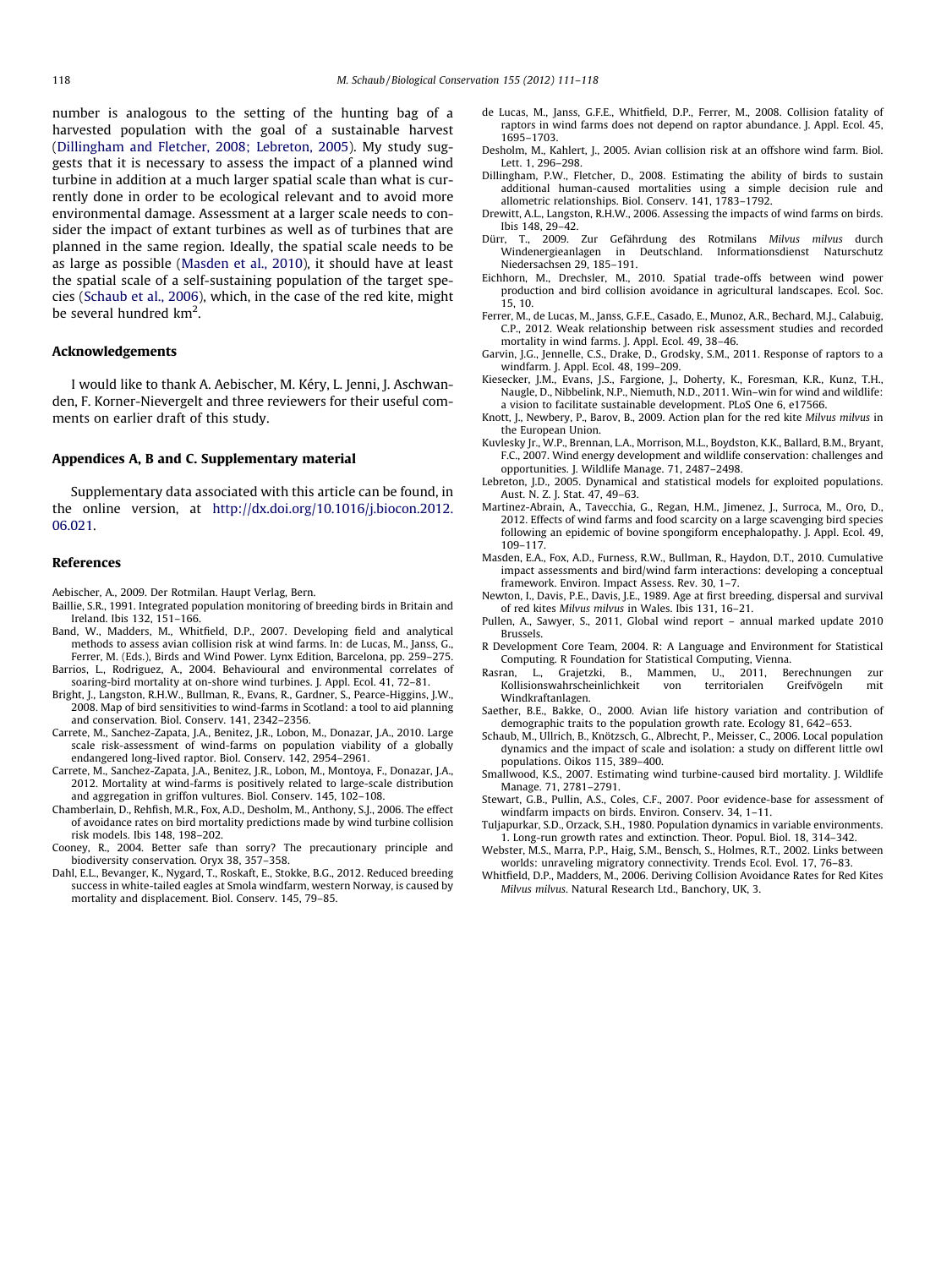number is analogous to the setting of the hunting bag of a harvested population with the goal of a sustainable harvest (Dillingham and Fletcher, 2008; Lebreton, 2005). My study suggests that it is necessary to assess the impact of a planned wind turbine in addition at a much larger spatial scale than what is currently done in order to be ecological relevant and to avoid more environmental damage. Assessment at a larger scale needs to consider the impact of extant turbines as well as of turbines that are planned in the same region. Ideally, the spatial scale needs to be as large as possible (Masden et al., 2010), it should have at least the spatial scale of a self-sustaining population of the target species (Schaub et al., 2006), which, in the case of the red kite, might be several hundred km$^2$.

## Acknowledgements

I would like to thank A. Aebischer, M. Kéry, L. Jenni, J. Aschwanden, F. Korner-Nievergelt and three reviewers for their useful comments on earlier draft of this study.

## Appendices A, B and C. Supplementary material

Supplementary data associated with this article can be found, in the online version, at http://dx.doi.org/10.1016/j.biocon.2012.06.021.

## References

Aebischer, A., 2009. Der Rotmilan. Haupt Verlag, Bern.

Baillie, S.R., 1991. Integrated population monitoring of breeding birds in Britain and Ireland. Ibis 132, 151–166.

Band, W., Madders, M., Whitfield, D.P., 2007. Developing field and analytical methods to assess avian collision risk at wind farms. In: de Lucas, M., Janss, G., Ferrer, M. (Eds.), Birds and Wind Power. Lynx Edition, Barcelona, pp. 259–275.

Barrios, L., Rodriguez, A., 2004. Behavioural and environmental correlates of soaring-bird mortality at on-shore wind turbines. J. Appl. Ecol. 41, 72–81.

Bright, J., Langston, R.H.W., Bullman, R., Evans, R., Gardner, S., Pearce-Higgins, J.W., 2008. Map of bird sensitivities to wind-farms in Scotland: a tool to aid planning and conservation. Biol. Conserv. 141, 2342–2356.

Carrete, M., Sanchez-Zapata, J.A., Benitez, J.R., Lobon, M., Donazar, J.A., 2010. Large scale risk-assessment of wind-farms on population viability of a globally endangered long-lived raptor. Biol. Conserv. 142, 2954–2961.

Carrete, M., Sanchez-Zapata, J.A., Benitez, J.R., Lobon, M., Montoya, F., Donazar, J.A., 2012. Mortality at wind-farms is positively related to large-scale distribution and aggregation in griffon vultures. Biol. Conserv. 145, 102–108.

Chamberlain, D., Rehfish, M.R., Fox, A.D., Desholm, M., Anthony, S.J., 2006. The effect of avoidance rates on bird mortality predictions made by wind turbine collision risk models. Ibis 148, 198–202.

Cooney, R., 2004. Better safe than sorry? The precautionary principle and biodiversity conservation. Oryx 38, 357–358.

Dahl, E.L., Bevanger, K., Nygard, T., Roskaft, E., Stokke, B.G., 2012. Reduced breeding success in white-tailed eagles at Smola windfarm, western Norway, is caused by mortality and displacement. Biol. Conserv. 145, 79–85.

de Lucas, M., Janss, G.F.E., Whitfield, D.P., Ferrer, M., 2008. Collision fatality of raptors in wind farms does not depend on raptor abundance. J. Appl. Ecol. 45, 1695–1703.

Desholm, M., Kahlert, J., 2005. Avian collision risk at an offshore wind farm. Biol. Lett. 1, 296–298.

Dillingham, P.W., Fletcher, D., 2008. Estimating the ability of birds to sustain additional human-caused mortalities using a simple decision rule and allometric relationships. Biol. Conserv. 141, 1783–1792.

Drewitt, A.L., Langston, R.H.W., 2006. Assessing the impacts of wind farms on birds. Ibis 148, 29–42.

Dürr, T., 2009. Zur Gefährdung des Rotmilans *Milvus milvus* durch Windenergieanlagen in Deutschland. Informationsdienst Naturschutz Niedersachsen 29, 185–191.

Eichhorn, M., Drechsler, M., 2010. Spatial trade-offs between wind power production and bird collision avoidance in agricultural landscapes. Ecol. Soc. 15, 10.

Ferrer, M., de Lucas, M., Janss, G.F.E., Casado, E., Munoz, A.R., Bechard, M.J., Calabuig, C.P., 2012. Weak relationship between risk assessment studies and recorded mortality in wind farms. J. Appl. Ecol. 49, 38–46.

Garvin, J.G., Jennelle, C.S., Drake, D., Grodsky, S.M., 2011. Response of raptors to a windfarm. J. Appl. Ecol. 48, 199–209.

Kiesecker, J.M., Evans, J.S., Fargione, J., Doherty, K., Foresman, K.R., Kunz, T.H., Naugle, D., Nibbelink, N.P., Niemuth, N.D., 2011. Win–win for wind and wildlife: a vision to facilitate sustainable development. PLoS One 6, e17566.

Knott, J., Newbery, P., Barov, B., 2009. Action plan for the red kite *Milvus milvus* in the European Union.

Kuvlesky Jr., W.P., Brennan, L.A., Morrison, M.L., Boydston, K.K., Ballard, B.M., Bryant, F.C., 2007. Wind energy development and wildlife conservation: challenges and opportunities. J. Wildlife Manage. 71, 2487–2498.

Lebreton, J.D., 2005. Dynamical and statistical models for exploited populations. Aust. N. Z. J. Stat. 47, 49–63.

Martinez-Abrain, A., Tavecchia, G., Regan, H.M., Jimenez, J., Surroca, M., Oro, D., 2012. Effects of wind farms and food scarcity on a large scavenging bird species following an epidemic of bovine spongiform encephalopathy. J. Appl. Ecol. 49, 109–117.

Masden, E.A., Fox, A.D., Furness, R.W., Bullman, R., Haydon, D.T., 2010. Cumulative impact assessments and bird/wind farm interactions: developing a conceptual framework. Environ. Impact Assess. Rev. 30, 1–7.

Newton, I., Davis, P.E., Davis, J.E., 1989. Age at first breeding, dispersal and survival of red kites *Milvus milvus* in Wales. Ibis 131, 16–21.

Pullen, A., Sawyer, S., 2011, Global wind report – annual marked update 2010 Brussels.

R Development Core Team, 2004. R: A Language and Environment for Statistical Computing. R Foundation for Statistical Computing, Vienna.

Rasran, L., Grajetzki, B., Mammen, U., 2011, Berechnungen zur Kollisionswahrscheinlichkeit von territorialen Greifvögeln mit Windkraftanlagen.

Saether, B.E., Bakke, O., 2000. Avian life history variation and contribution of demographic traits to the population growth rate. Ecology 81, 642–653.

Schaub, M., Ullrich, B., Knötzsch, G., Albrecht, P., Meisser, C., 2006. Local population dynamics and the impact of scale and isolation: a study on different little owl populations. Oikos 115, 389–400.

Smallwood, K.S., 2007. Estimating wind turbine-caused bird mortality. J. Wildlife Manage. 71, 2781–2791.

Stewart, G.B., Pullin, A.S., Coles, C.F., 2007. Poor evidence-base for assessment of windfarm impacts on birds. Environ. Conserv. 34, 1–11.

Tuljapurkar, S.D., Orzack, S.H., 1980. Population dynamics in variable environments. 1. Long-run growth rates and extinction. Theor. Popul. Biol. 18, 314–342.

Webster, M.S., Marra, P.P., Haig, S.M., Bensch, S., Holmes, R.T., 2002. Links between worlds: unraveling migratory connectivity. Trends Ecol. Evol. 17, 76–83.

Whitfield, D.P., Madders, M., 2006. Deriving Collision Avoidance Rates for Red Kites *Milvus milvus*. Natural Research Ltd., Banchory, UK, 3.